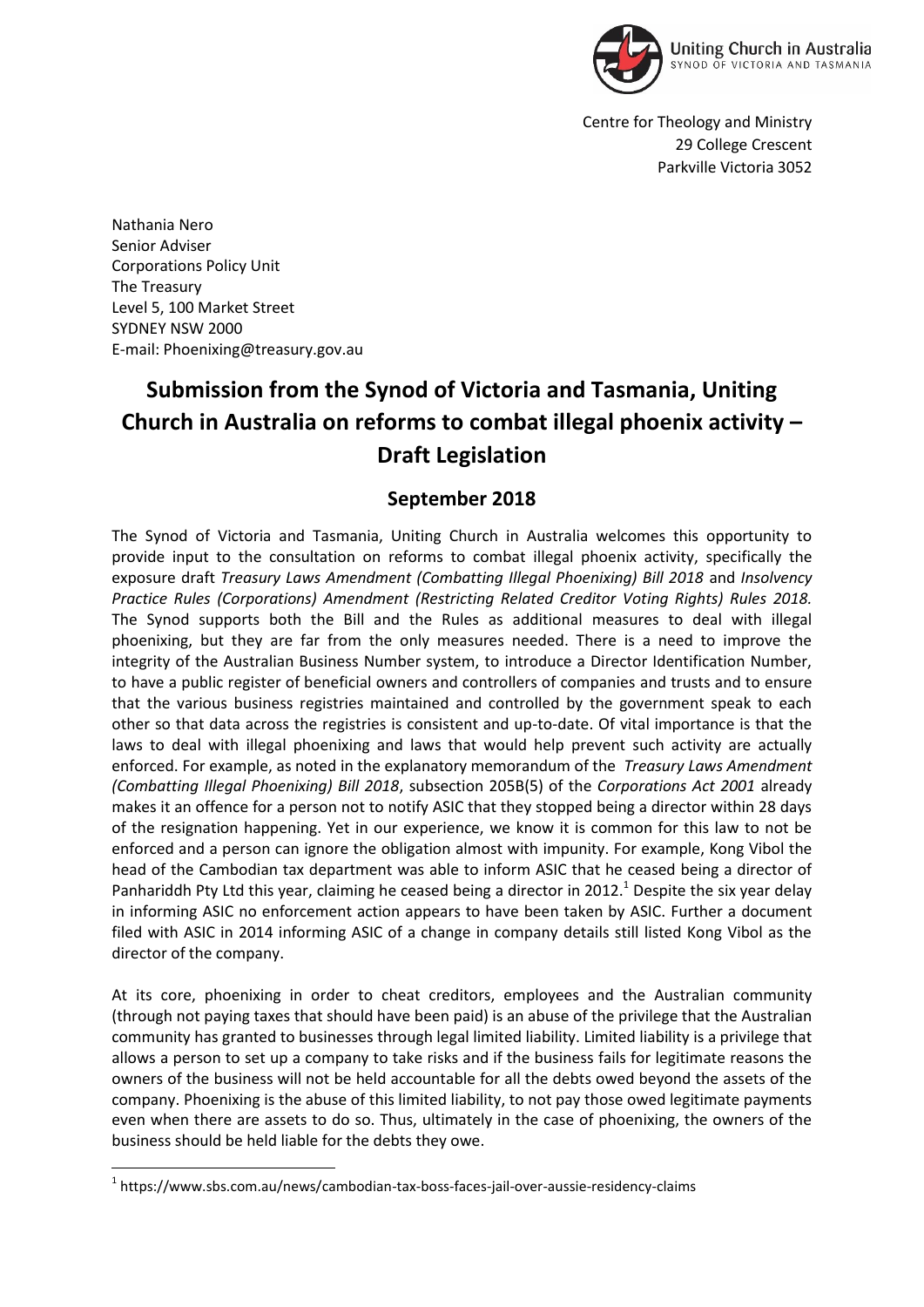Uniting Church in Australia
SYNOD OF VICTORIA AND TASMANIA

Centre for Theology and Ministry
29 College Crescent
Parkville Victoria 3052

Nathania Nero
Senior Adviser
Corporations Policy Unit
The Treasury
Level 5, 100 Market Street
SYDNEY NSW 2000
E-mail: Phoenixing@treasury.gov.au

# Submission from the Synod of Victoria and Tasmania, Uniting Church in Australia on reforms to combat illegal phoenix activity – Draft Legislation

## September 2018

The Synod of Victoria and Tasmania, Uniting Church in Australia welcomes this opportunity to provide input to the consultation on reforms to combat illegal phoenix activity, specifically the exposure draft *Treasury Laws Amendment (Combatting Illegal Phoenixing) Bill 2018* and *Insolvency Practice Rules (Corporations) Amendment (Restricting Related Creditor Voting Rights) Rules 2018.* The Synod supports both the Bill and the Rules as additional measures to deal with illegal phoenixing, but they are far from the only measures needed. There is a need to improve the integrity of the Australian Business Number system, to introduce a Director Identification Number, to have a public register of beneficial owners and controllers of companies and trusts and to ensure that the various business registries maintained and controlled by the government speak to each other so that data across the registries is consistent and up-to-date. Of vital importance is that the laws to deal with illegal phoenixing and laws that would help prevent such activity are actually enforced. For example, as noted in the explanatory memorandum of the *Treasury Laws Amendment (Combatting Illegal Phoenixing) Bill 2018*, subsection 205B(5) of the *Corporations Act 2001* already makes it an offence for a person not to notify ASIC that they stopped being a director within 28 days of the resignation happening. Yet in our experience, we know it is common for this law to not be enforced and a person can ignore the obligation almost with impunity. For example, Kong Vibol the head of the Cambodian tax department was able to inform ASIC that he ceased being a director of Panhariddh Pty Ltd this year, claiming he ceased being a director in 2012.[1] Despite the six year delay in informing ASIC no enforcement action appears to have been taken by ASIC. Further a document filed with ASIC in 2014 informing ASIC of a change in company details still listed Kong Vibol as the director of the company.

At its core, phoenixing in order to cheat creditors, employees and the Australian community (through not paying taxes that should have been paid) is an abuse of the privilege that the Australian community has granted to businesses through legal limited liability. Limited liability is a privilege that allows a person to set up a company to take risks and if the business fails for legitimate reasons the owners of the business will not be held accountable for all the debts owed beyond the assets of the company. Phoenixing is the abuse of this limited liability, to not pay those owed legitimate payments even when there are assets to do so. Thus, ultimately in the case of phoenixing, the owners of the business should be held liable for the debts they owe.

---

[1] https://www.sbs.com.au/news/cambodian-tax-boss-faces-jail-over-aussie-residency-claims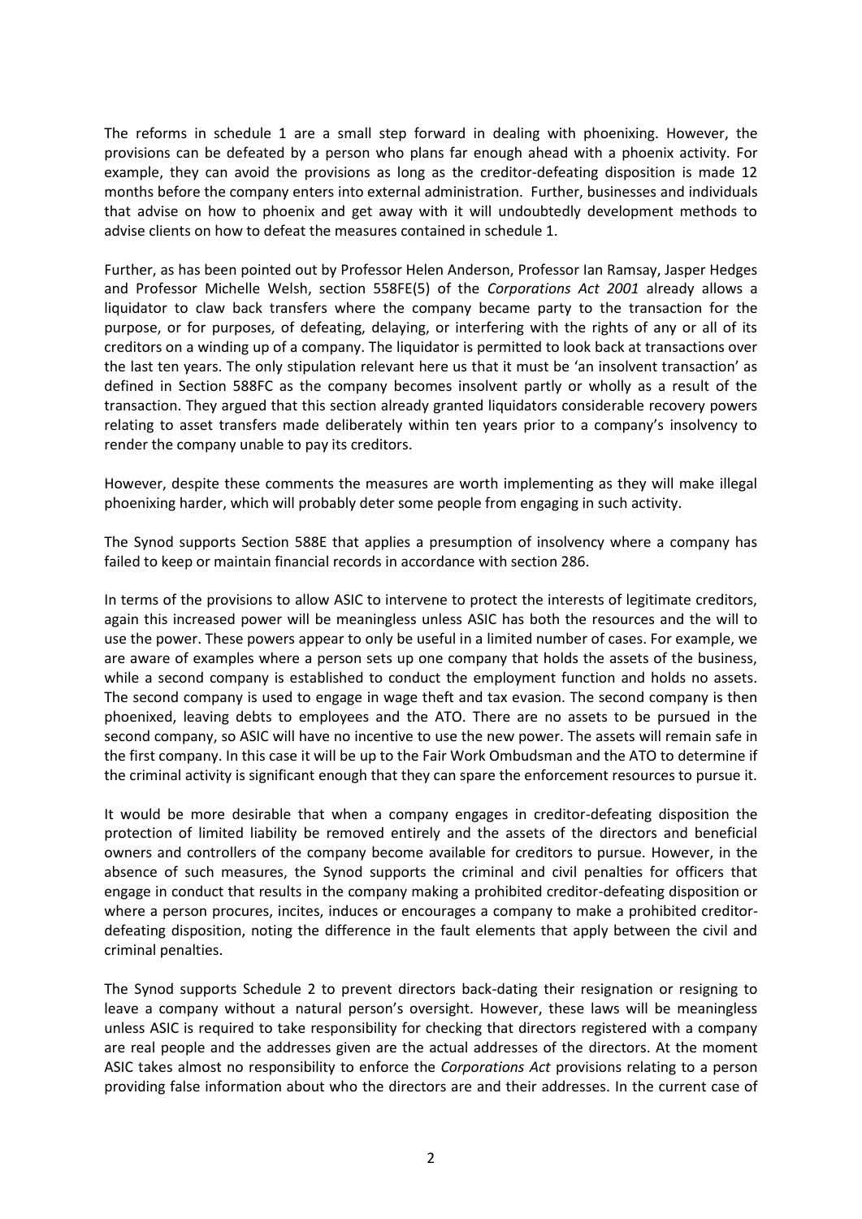The reforms in schedule 1 are a small step forward in dealing with phoenixing. However, the provisions can be defeated by a person who plans far enough ahead with a phoenix activity. For example, they can avoid the provisions as long as the creditor-defeating disposition is made 12 months before the company enters into external administration. Further, businesses and individuals that advise on how to phoenix and get away with it will undoubtedly development methods to advise clients on how to defeat the measures contained in schedule 1.

Further, as has been pointed out by Professor Helen Anderson, Professor Ian Ramsay, Jasper Hedges and Professor Michelle Welsh, section 558FE(5) of the *Corporations Act 2001* already allows a liquidator to claw back transfers where the company became party to the transaction for the purpose, or for purposes, of defeating, delaying, or interfering with the rights of any or all of its creditors on a winding up of a company. The liquidator is permitted to look back at transactions over the last ten years. The only stipulation relevant here us that it must be 'an insolvent transaction' as defined in Section 588FC as the company becomes insolvent partly or wholly as a result of the transaction. They argued that this section already granted liquidators considerable recovery powers relating to asset transfers made deliberately within ten years prior to a company's insolvency to render the company unable to pay its creditors.

However, despite these comments the measures are worth implementing as they will make illegal phoenixing harder, which will probably deter some people from engaging in such activity.

The Synod supports Section 588E that applies a presumption of insolvency where a company has failed to keep or maintain financial records in accordance with section 286.

In terms of the provisions to allow ASIC to intervene to protect the interests of legitimate creditors, again this increased power will be meaningless unless ASIC has both the resources and the will to use the power. These powers appear to only be useful in a limited number of cases. For example, we are aware of examples where a person sets up one company that holds the assets of the business, while a second company is established to conduct the employment function and holds no assets. The second company is used to engage in wage theft and tax evasion. The second company is then phoenixed, leaving debts to employees and the ATO. There are no assets to be pursued in the second company, so ASIC will have no incentive to use the new power. The assets will remain safe in the first company. In this case it will be up to the Fair Work Ombudsman and the ATO to determine if the criminal activity is significant enough that they can spare the enforcement resources to pursue it.

It would be more desirable that when a company engages in creditor-defeating disposition the protection of limited liability be removed entirely and the assets of the directors and beneficial owners and controllers of the company become available for creditors to pursue. However, in the absence of such measures, the Synod supports the criminal and civil penalties for officers that engage in conduct that results in the company making a prohibited creditor-defeating disposition or where a person procures, incites, induces or encourages a company to make a prohibited creditor-defeating disposition, noting the difference in the fault elements that apply between the civil and criminal penalties.

The Synod supports Schedule 2 to prevent directors back-dating their resignation or resigning to leave a company without a natural person's oversight. However, these laws will be meaningless unless ASIC is required to take responsibility for checking that directors registered with a company are real people and the addresses given are the actual addresses of the directors. At the moment ASIC takes almost no responsibility to enforce the *Corporations Act* provisions relating to a person providing false information about who the directors are and their addresses. In the current case of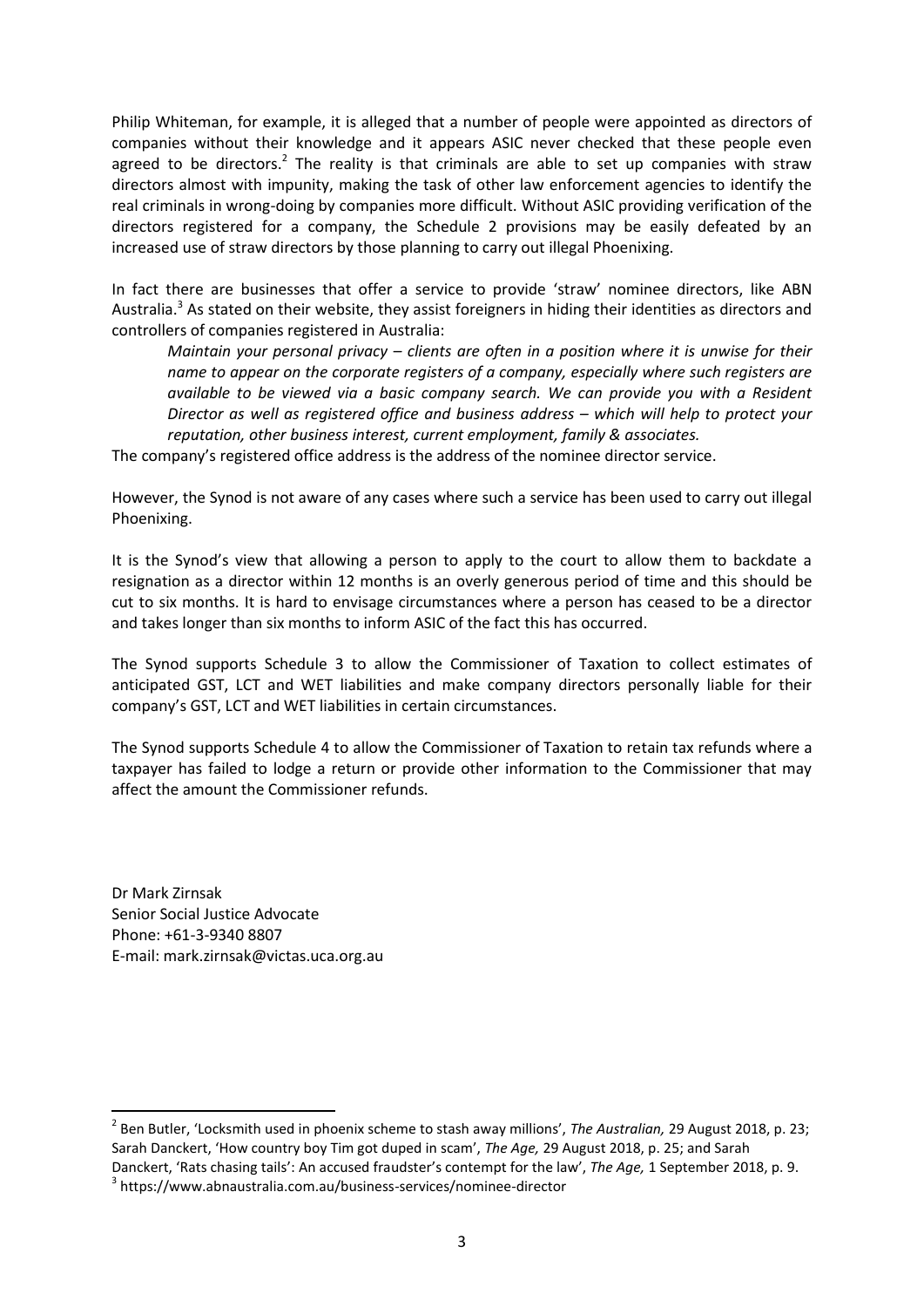Philip Whiteman, for example, it is alleged that a number of people were appointed as directors of companies without their knowledge and it appears ASIC never checked that these people even agreed to be directors.[2] The reality is that criminals are able to set up companies with straw directors almost with impunity, making the task of other law enforcement agencies to identify the real criminals in wrong-doing by companies more difficult. Without ASIC providing verification of the directors registered for a company, the Schedule 2 provisions may be easily defeated by an increased use of straw directors by those planning to carry out illegal Phoenixing.

In fact there are businesses that offer a service to provide 'straw' nominee directors, like ABN Australia.[3] As stated on their website, they assist foreigners in hiding their identities as directors and controllers of companies registered in Australia:

> *Maintain your personal privacy – clients are often in a position where it is unwise for their name to appear on the corporate registers of a company, especially where such registers are available to be viewed via a basic company search. We can provide you with a Resident Director as well as registered office and business address – which will help to protect your reputation, other business interest, current employment, family & associates.*

The company's registered office address is the address of the nominee director service.

However, the Synod is not aware of any cases where such a service has been used to carry out illegal Phoenixing.

It is the Synod's view that allowing a person to apply to the court to allow them to backdate a resignation as a director within 12 months is an overly generous period of time and this should be cut to six months. It is hard to envisage circumstances where a person has ceased to be a director and takes longer than six months to inform ASIC of the fact this has occurred.

The Synod supports Schedule 3 to allow the Commissioner of Taxation to collect estimates of anticipated GST, LCT and WET liabilities and make company directors personally liable for their company's GST, LCT and WET liabilities in certain circumstances.

The Synod supports Schedule 4 to allow the Commissioner of Taxation to retain tax refunds where a taxpayer has failed to lodge a return or provide other information to the Commissioner that may affect the amount the Commissioner refunds.

Dr Mark Zirnsak
Senior Social Justice Advocate
Phone: +61-3-9340 8807
E-mail: mark.zirnsak@victas.uca.org.au

---

[2] Ben Butler, 'Locksmith used in phoenix scheme to stash away millions', *The Australian,* 29 August 2018, p. 23; Sarah Danckert, 'How country boy Tim got duped in scam', *The Age,* 29 August 2018, p. 25; and Sarah Danckert, 'Rats chasing tails': An accused fraudster's contempt for the law', *The Age,* 1 September 2018, p. 9.

[3] https://www.abnaustralia.com.au/business-services/nominee-director